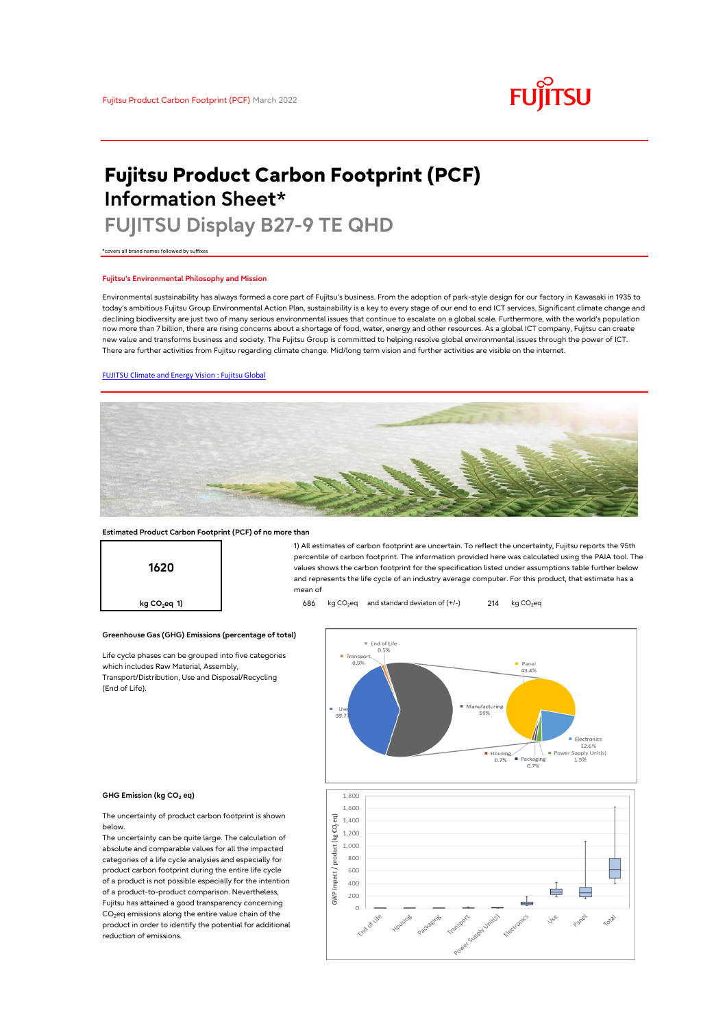Fujitsu Product Carbon Footprint (PCF) March 2022

# Fujitsu Product Carbon Footprint (PCF) Information Sheet*

## FUJITSU Display B27-9 TE QHD

*covers all brand names followed by suffixes

### Fujitsu's Environmental Philosophy and Mission

Environmental sustainability has always formed a core part of Fujitsu's business. From the adoption of park-style design for our factory in Kawasaki in 1935 to today's ambitious Fujitsu Group Environmental Action Plan, sustainability is a key to every stage of our end to end ICT services. Significant climate change and declining biodiversity are just two of many serious environmental issues that continue to escalate on a global scale. Furthermore, with the world's population now more than 7 billion, there are rising concerns about a shortage of food, water, energy and other resources. As a global ICT company, Fujitsu can create new value and transforms business and society. The Fujitsu Group is committed to helping resolve global environmental issues through the power of ICT. There are further activities from Fujitsu regarding climate change. Mid/long term vision and further activities are visible on the internet.

[FUJITSU Climate and Energy Vision : Fujitsu Global]

### Estimated Product Carbon Footprint (PCF) of no more than

**1620**

kg $CO_2$eq 1)

1) All estimates of carbon footprint are uncertain. To reflect the uncertainty, Fujitsu reports the 95th percentile of carbon footprint. The information provided here was calculated using the PAIA tool. The values shows the carbon footprint for the specification listed under assumptions table further below and represents the life cycle of an industry average computer. For this product, that estimate has a mean of

686 kg $CO_2$eq and standard deviaton of (+/-) 214 kg $CO_2$eq

### Greenhouse Gas (GHG) Emissions (percentage of total)

Life cycle phases can be grouped into five categories which includes Raw Material, Assembly, Transport/Distribution, Use and Disposal/Recycling (End of Life).

End of Life 0.5%
Transport 0.9%
Use 39.7%
Manufacturing 59%
Panel 43.4%
Electronics 12.6%
Power Supply Unit(s) 1.5%
Housing 0.7%
Packaging 0.7%

### GHG Emission (kg $CO_2$ eq)

The uncertainty of product carbon footprint is shown below.

The uncertainty can be quite large. The calculation of absolute and comparable values for all the impacted categories of a life cycle analysies and especially for product carbon footprint during the entire life cycle of a product is not possible especially for the intention of a product-to-product comparison. Nevertheless, Fujitsu has attained a good transparency concerning $CO_2$eq emissions along the entire value chain of the product in order to identify the potential for additional reduction of emissions.

GWP impact / product (kg $CO_2$ eq)

1,800
1,600
1,400
1,200
1,000
800
600
400
200
0

End of Life, Housing, Packaging, Transport, Power Supply Unit(s), Electronics, Use, Panel, Total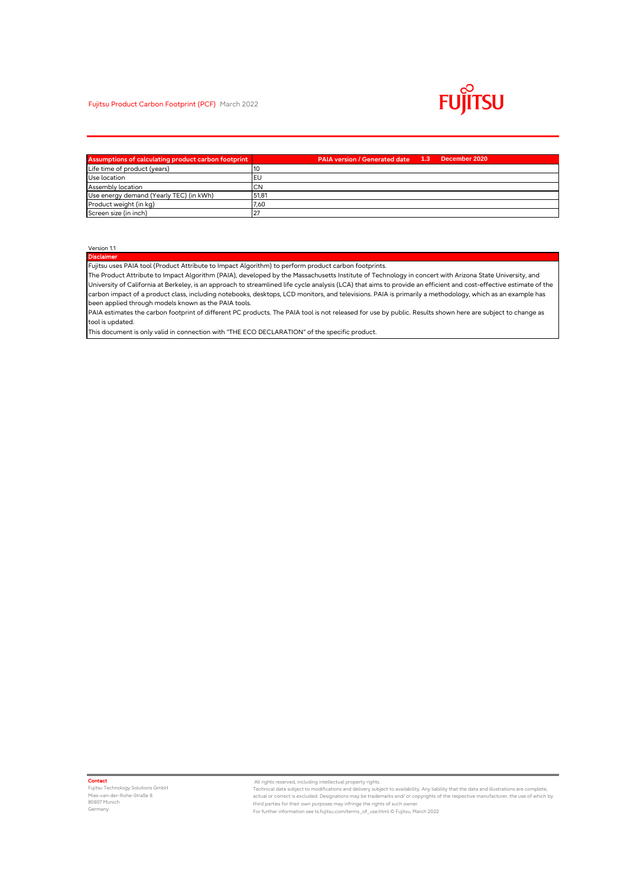Fujitsu Product Carbon Footprint (PCF) March 2022

| Assumptions of calculating product carbon footprint | PAIA version / Generated date 1.3 December 2020 |
|---|---|
| Life time of product (years) | 10 |
| Use location | EU |
| Assembly location | CN |
| Use energy demand (Yearly TEC) (in kWh) | 51,81 |
| Product weight (in kg) | 7,60 |
| Screen size (in inch) | 27 |

Version 1.1

**Disclaimer**

Fujitsu uses PAIA tool (Product Attribute to Impact Algorithm) to perform product carbon footprints.

The Product Attribute to Impact Algorithm (PAIA), developed by the Massachusetts Institute of Technology in concert with Arizona State University, and University of California at Berkeley, is an approach to streamlined life cycle analysis (LCA) that aims to provide an efficient and cost-effective estimate of the carbon impact of a product class, including notebooks, desktops, LCD monitors, and televisions. PAIA is primarily a methodology, which as an example has been applied through models known as the PAIA tools.

PAIA estimates the carbon footprint of different PC products. The PAIA tool is not released for use by public. Results shown here are subject to change as tool is updated.

This document is only valid in connection with "THE ECO DECLARATION" of the specific product.

**Contact**

Fujitsu Technology Solutions GmbH
Mies-van-der-Rohe-Straße 8
80807 Munich
Germany

All rights reserved, including intellectual property rights.
Technical data subject to modifications and delivery subject to availability. Any liability that the data and illustrations are complete, actual or correct is excluded. Designations may be trademarks and/ or copyrights of the respective manufacturer, the use of which by third parties for their own purposes may infringe the rights of such owner.
For further information see ts.fujitsu.com/terms_of_use.html © Fujitsu, March 2022